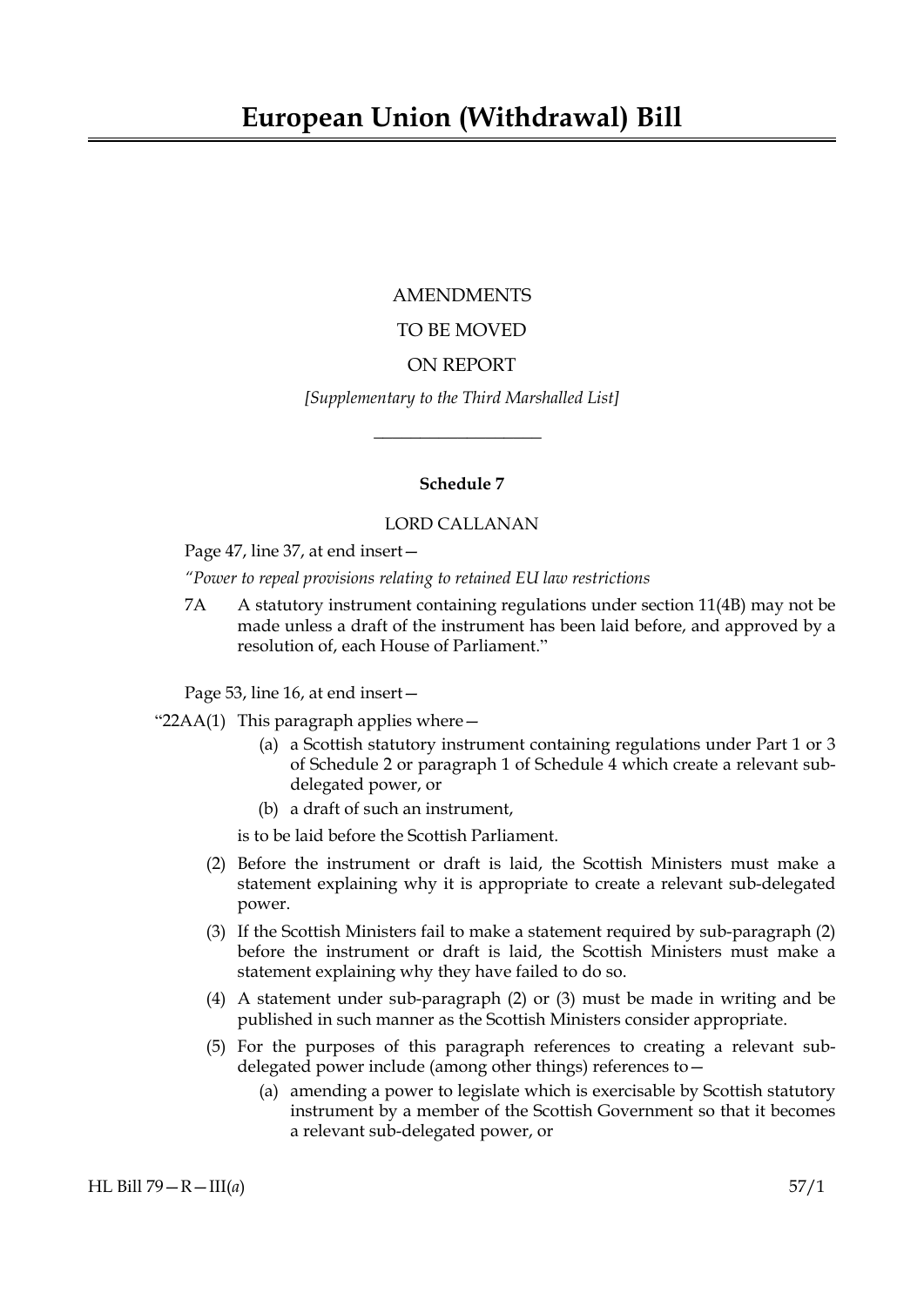# European Union (Withdrawal) Bill

AMENDMENTS

TO BE MOVED

ON REPORT

*[Supplementary to the Third Marshalled List]*

---

**Schedule 7**

LORD CALLANAN

Page 47, line 37, at end insert—

*"Power to repeal provisions relating to retained EU law restrictions*

7A A statutory instrument containing regulations under section 11(4B) may not be made unless a draft of the instrument has been laid before, and approved by a resolution of, each House of Parliament."

Page 53, line 16, at end insert—

"22AA(1) This paragraph applies where—

(a) a Scottish statutory instrument containing regulations under Part 1 or 3 of Schedule 2 or paragraph 1 of Schedule 4 which create a relevant sub-delegated power, or

(b) a draft of such an instrument,

is to be laid before the Scottish Parliament.

(2) Before the instrument or draft is laid, the Scottish Ministers must make a statement explaining why it is appropriate to create a relevant sub-delegated power.

(3) If the Scottish Ministers fail to make a statement required by sub-paragraph (2) before the instrument or draft is laid, the Scottish Ministers must make a statement explaining why they have failed to do so.

(4) A statement under sub-paragraph (2) or (3) must be made in writing and be published in such manner as the Scottish Ministers consider appropriate.

(5) For the purposes of this paragraph references to creating a relevant sub-delegated power include (among other things) references to—

(a) amending a power to legislate which is exercisable by Scottish statutory instrument by a member of the Scottish Government so that it becomes a relevant sub-delegated power, or

HL Bill 79—R—III(*a*) 57/1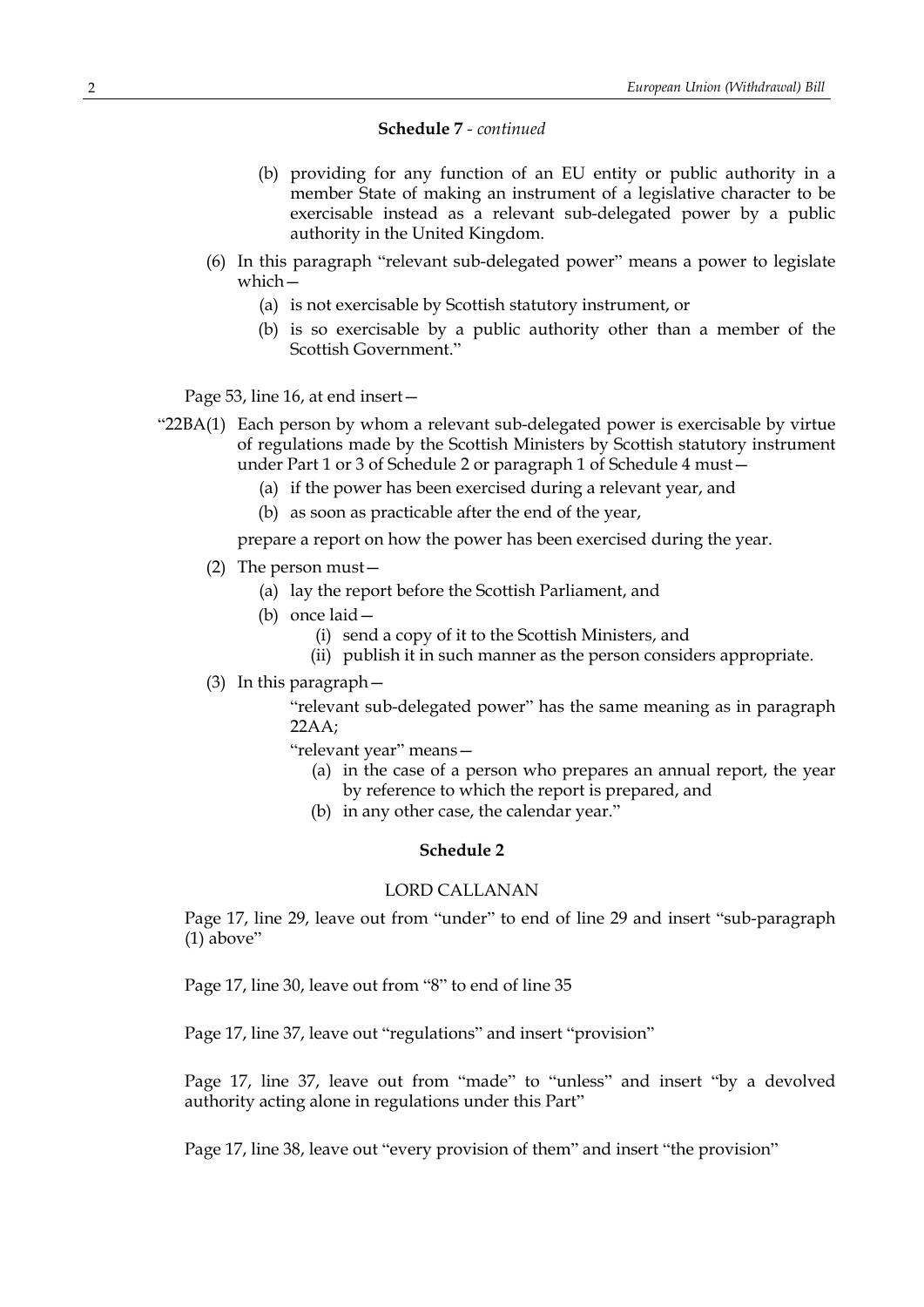**Schedule 7** - *continued*

(b) providing for any function of an EU entity or public authority in a member State of making an instrument of a legislative character to be exercisable instead as a relevant sub-delegated power by a public authority in the United Kingdom.

(6) In this paragraph "relevant sub-delegated power" means a power to legislate which—

(a) is not exercisable by Scottish statutory instrument, or

(b) is so exercisable by a public authority other than a member of the Scottish Government."

Page 53, line 16, at end insert—

"22BA(1) Each person by whom a relevant sub-delegated power is exercisable by virtue of regulations made by the Scottish Ministers by Scottish statutory instrument under Part 1 or 3 of Schedule 2 or paragraph 1 of Schedule 4 must—

(a) if the power has been exercised during a relevant year, and

(b) as soon as practicable after the end of the year,

prepare a report on how the power has been exercised during the year.

(2) The person must—

(a) lay the report before the Scottish Parliament, and

(b) once laid—

(i) send a copy of it to the Scottish Ministers, and

(ii) publish it in such manner as the person considers appropriate.

(3) In this paragraph—

"relevant sub-delegated power" has the same meaning as in paragraph 22AA;

"relevant year" means—

(a) in the case of a person who prepares an annual report, the year by reference to which the report is prepared, and

(b) in any other case, the calendar year."

**Schedule 2**

LORD CALLANAN

Page 17, line 29, leave out from "under" to end of line 29 and insert "sub-paragraph (1) above"

Page 17, line 30, leave out from "8" to end of line 35

Page 17, line 37, leave out "regulations" and insert "provision"

Page 17, line 37, leave out from "made" to "unless" and insert "by a devolved authority acting alone in regulations under this Part"

Page 17, line 38, leave out "every provision of them" and insert "the provision"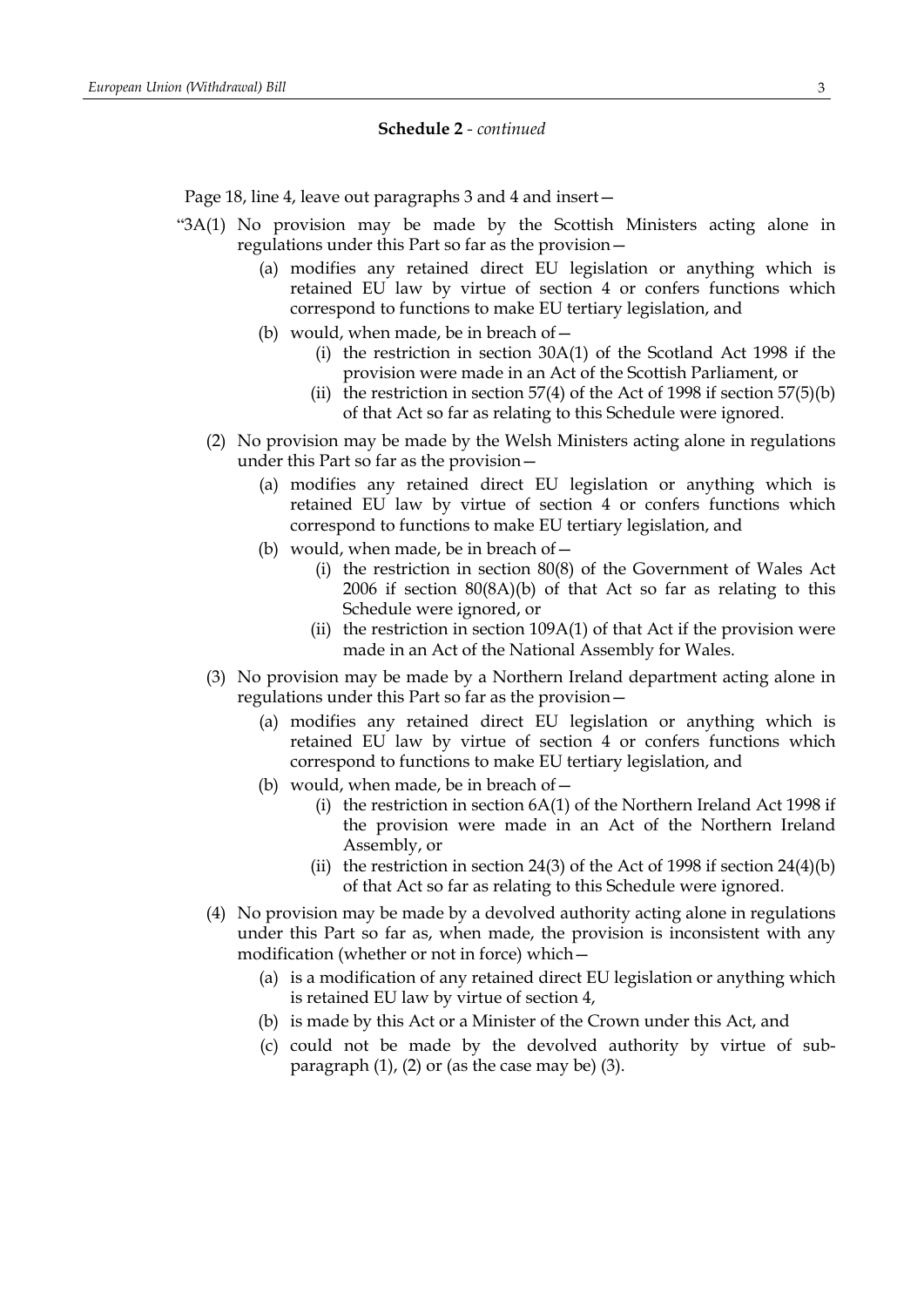**Schedule 2** - *continued*

Page 18, line 4, leave out paragraphs 3 and 4 and insert—

"3A(1) No provision may be made by the Scottish Ministers acting alone in regulations under this Part so far as the provision—

(a) modifies any retained direct EU legislation or anything which is retained EU law by virtue of section 4 or confers functions which correspond to functions to make EU tertiary legislation, and

(b) would, when made, be in breach of—

(i) the restriction in section 30A(1) of the Scotland Act 1998 if the provision were made in an Act of the Scottish Parliament, or

(ii) the restriction in section 57(4) of the Act of 1998 if section 57(5)(b) of that Act so far as relating to this Schedule were ignored.

(2) No provision may be made by the Welsh Ministers acting alone in regulations under this Part so far as the provision—

(a) modifies any retained direct EU legislation or anything which is retained EU law by virtue of section 4 or confers functions which correspond to functions to make EU tertiary legislation, and

(b) would, when made, be in breach of—

(i) the restriction in section 80(8) of the Government of Wales Act 2006 if section 80(8A)(b) of that Act so far as relating to this Schedule were ignored, or

(ii) the restriction in section 109A(1) of that Act if the provision were made in an Act of the National Assembly for Wales.

(3) No provision may be made by a Northern Ireland department acting alone in regulations under this Part so far as the provision—

(a) modifies any retained direct EU legislation or anything which is retained EU law by virtue of section 4 or confers functions which correspond to functions to make EU tertiary legislation, and

(b) would, when made, be in breach of—

(i) the restriction in section 6A(1) of the Northern Ireland Act 1998 if the provision were made in an Act of the Northern Ireland Assembly, or

(ii) the restriction in section 24(3) of the Act of 1998 if section 24(4)(b) of that Act so far as relating to this Schedule were ignored.

(4) No provision may be made by a devolved authority acting alone in regulations under this Part so far as, when made, the provision is inconsistent with any modification (whether or not in force) which—

(a) is a modification of any retained direct EU legislation or anything which is retained EU law by virtue of section 4,

(b) is made by this Act or a Minister of the Crown under this Act, and

(c) could not be made by the devolved authority by virtue of sub-paragraph (1), (2) or (as the case may be) (3).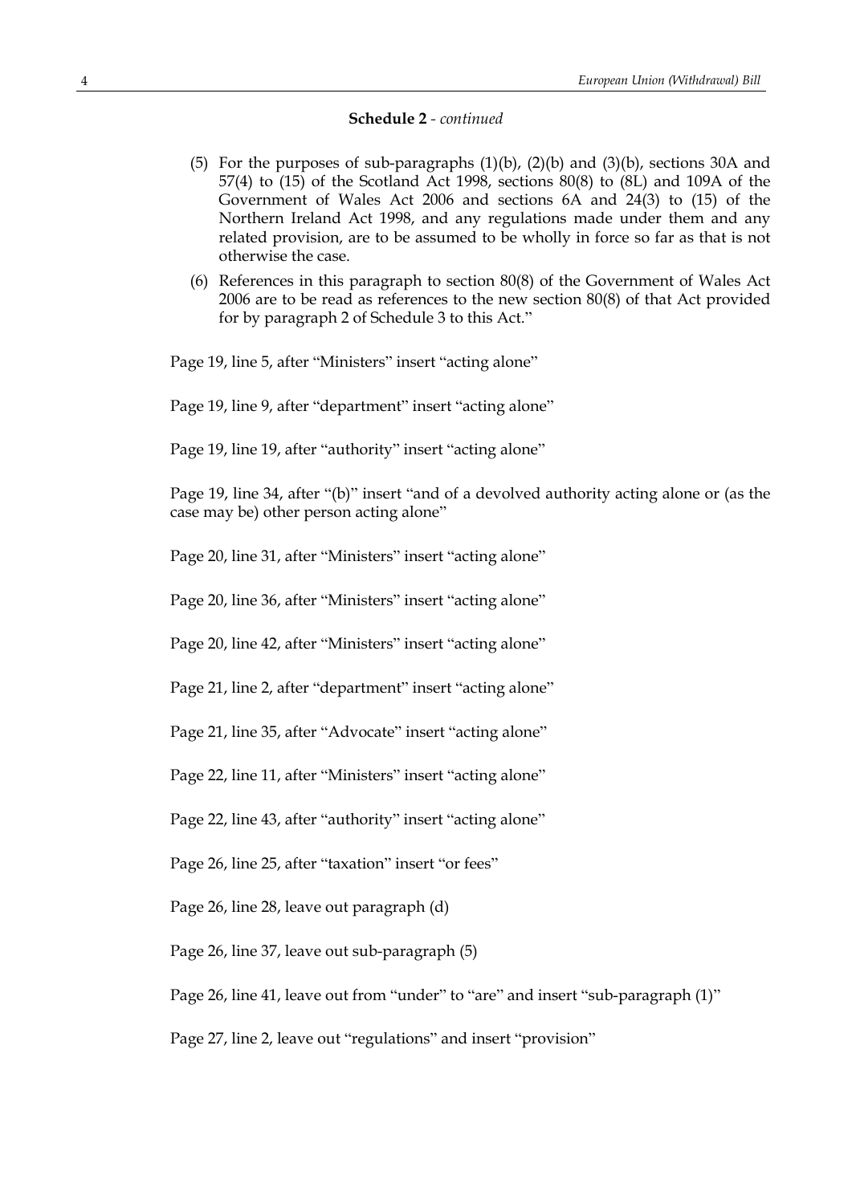**Schedule 2** - *continued*

(5) For the purposes of sub-paragraphs (1)(b), (2)(b) and (3)(b), sections 30A and 57(4) to (15) of the Scotland Act 1998, sections 80(8) to (8L) and 109A of the Government of Wales Act 2006 and sections 6A and 24(3) to (15) of the Northern Ireland Act 1998, and any regulations made under them and any related provision, are to be assumed to be wholly in force so far as that is not otherwise the case.

(6) References in this paragraph to section 80(8) of the Government of Wales Act 2006 are to be read as references to the new section 80(8) of that Act provided for by paragraph 2 of Schedule 3 to this Act."

Page 19, line 5, after "Ministers" insert "acting alone"

Page 19, line 9, after "department" insert "acting alone"

Page 19, line 19, after "authority" insert "acting alone"

Page 19, line 34, after "(b)" insert "and of a devolved authority acting alone or (as the case may be) other person acting alone"

Page 20, line 31, after "Ministers" insert "acting alone"

Page 20, line 36, after "Ministers" insert "acting alone"

Page 20, line 42, after "Ministers" insert "acting alone"

Page 21, line 2, after "department" insert "acting alone"

Page 21, line 35, after "Advocate" insert "acting alone"

Page 22, line 11, after "Ministers" insert "acting alone"

Page 22, line 43, after "authority" insert "acting alone"

Page 26, line 25, after "taxation" insert "or fees"

Page 26, line 28, leave out paragraph (d)

Page 26, line 37, leave out sub-paragraph (5)

Page 26, line 41, leave out from "under" to "are" and insert "sub-paragraph (1)"

Page 27, line 2, leave out "regulations" and insert "provision"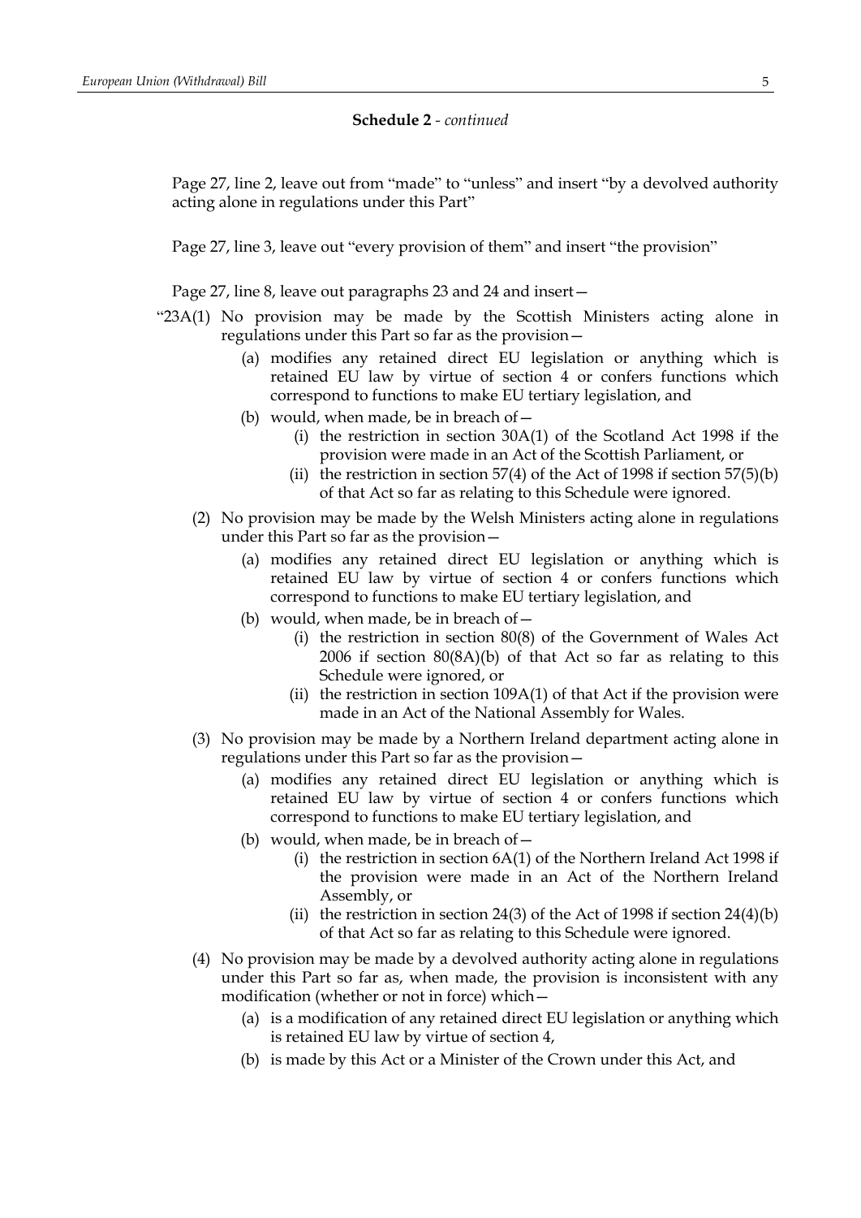**Schedule 2** - *continued*

Page 27, line 2, leave out from "made" to "unless" and insert "by a devolved authority acting alone in regulations under this Part"

Page 27, line 3, leave out "every provision of them" and insert "the provision"

Page 27, line 8, leave out paragraphs 23 and 24 and insert—

"23A(1) No provision may be made by the Scottish Ministers acting alone in regulations under this Part so far as the provision—

(a) modifies any retained direct EU legislation or anything which is retained EU law by virtue of section 4 or confers functions which correspond to functions to make EU tertiary legislation, and

(b) would, when made, be in breach of—

(i) the restriction in section 30A(1) of the Scotland Act 1998 if the provision were made in an Act of the Scottish Parliament, or

(ii) the restriction in section 57(4) of the Act of 1998 if section 57(5)(b) of that Act so far as relating to this Schedule were ignored.

(2) No provision may be made by the Welsh Ministers acting alone in regulations under this Part so far as the provision—

(a) modifies any retained direct EU legislation or anything which is retained EU law by virtue of section 4 or confers functions which correspond to functions to make EU tertiary legislation, and

(b) would, when made, be in breach of—

(i) the restriction in section 80(8) of the Government of Wales Act 2006 if section 80(8A)(b) of that Act so far as relating to this Schedule were ignored, or

(ii) the restriction in section 109A(1) of that Act if the provision were made in an Act of the National Assembly for Wales.

(3) No provision may be made by a Northern Ireland department acting alone in regulations under this Part so far as the provision—

(a) modifies any retained direct EU legislation or anything which is retained EU law by virtue of section 4 or confers functions which correspond to functions to make EU tertiary legislation, and

(b) would, when made, be in breach of—

(i) the restriction in section 6A(1) of the Northern Ireland Act 1998 if the provision were made in an Act of the Northern Ireland Assembly, or

(ii) the restriction in section 24(3) of the Act of 1998 if section 24(4)(b) of that Act so far as relating to this Schedule were ignored.

(4) No provision may be made by a devolved authority acting alone in regulations under this Part so far as, when made, the provision is inconsistent with any modification (whether or not in force) which—

(a) is a modification of any retained direct EU legislation or anything which is retained EU law by virtue of section 4,

(b) is made by this Act or a Minister of the Crown under this Act, and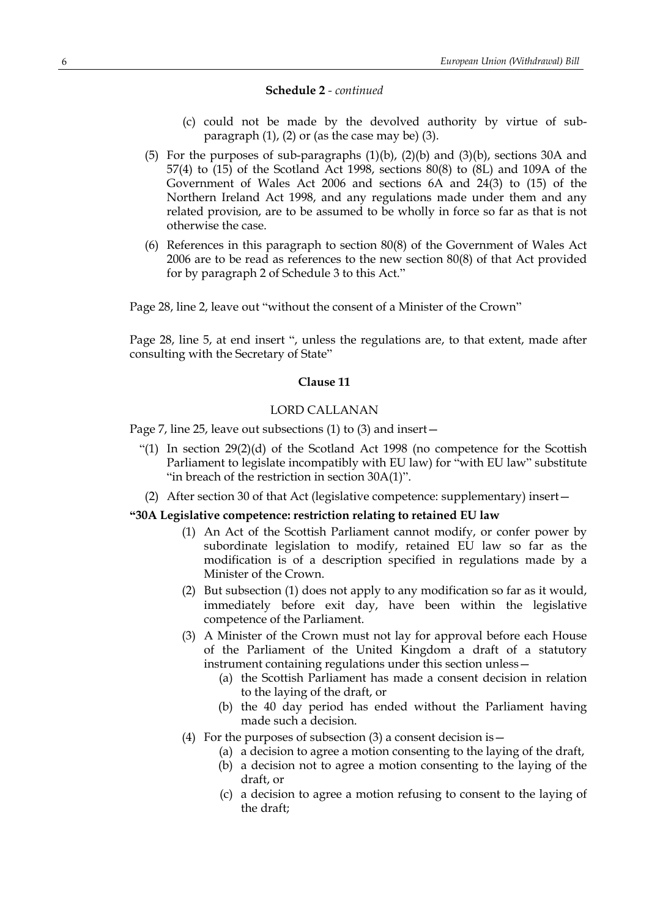**Schedule 2** - *continued*

(c) could not be made by the devolved authority by virtue of sub-paragraph (1), (2) or (as the case may be) (3).

(5) For the purposes of sub-paragraphs (1)(b), (2)(b) and (3)(b), sections 30A and 57(4) to (15) of the Scotland Act 1998, sections 80(8) to (8L) and 109A of the Government of Wales Act 2006 and sections 6A and 24(3) to (15) of the Northern Ireland Act 1998, and any regulations made under them and any related provision, are to be assumed to be wholly in force so far as that is not otherwise the case.

(6) References in this paragraph to section 80(8) of the Government of Wales Act 2006 are to be read as references to the new section 80(8) of that Act provided for by paragraph 2 of Schedule 3 to this Act."

Page 28, line 2, leave out "without the consent of a Minister of the Crown"

Page 28, line 5, at end insert ", unless the regulations are, to that extent, made after consulting with the Secretary of State"

### Clause 11

LORD CALLANAN

Page 7, line 25, leave out subsections (1) to (3) and insert—

"(1) In section 29(2)(d) of the Scotland Act 1998 (no competence for the Scottish Parliament to legislate incompatibly with EU law) for "with EU law" substitute "in breach of the restriction in section 30A(1)".

(2) After section 30 of that Act (legislative competence: supplementary) insert—

**"30A Legislative competence: restriction relating to retained EU law**

(1) An Act of the Scottish Parliament cannot modify, or confer power by subordinate legislation to modify, retained EU law so far as the modification is of a description specified in regulations made by a Minister of the Crown.

(2) But subsection (1) does not apply to any modification so far as it would, immediately before exit day, have been within the legislative competence of the Parliament.

(3) A Minister of the Crown must not lay for approval before each House of the Parliament of the United Kingdom a draft of a statutory instrument containing regulations under this section unless—

(a) the Scottish Parliament has made a consent decision in relation to the laying of the draft, or

(b) the 40 day period has ended without the Parliament having made such a decision.

(4) For the purposes of subsection (3) a consent decision is—

(a) a decision to agree a motion consenting to the laying of the draft,

(b) a decision not to agree a motion consenting to the laying of the draft, or

(c) a decision to agree a motion refusing to consent to the laying of the draft;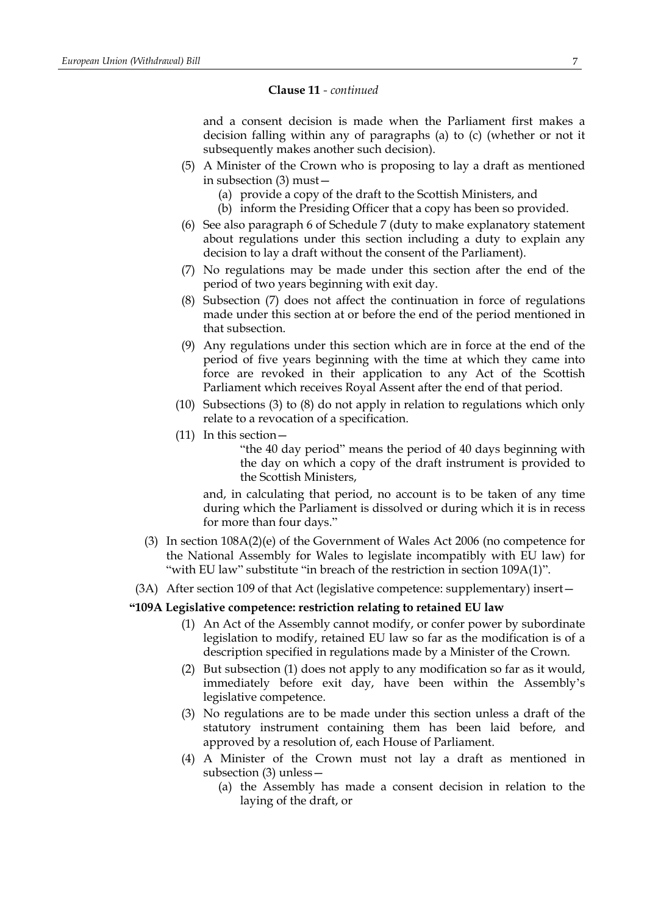**Clause 11** - *continued*

and a consent decision is made when the Parliament first makes a decision falling within any of paragraphs (a) to (c) (whether or not it subsequently makes another such decision).

(5) A Minister of the Crown who is proposing to lay a draft as mentioned in subsection (3) must—

(a) provide a copy of the draft to the Scottish Ministers, and

(b) inform the Presiding Officer that a copy has been so provided.

(6) See also paragraph 6 of Schedule 7 (duty to make explanatory statement about regulations under this section including a duty to explain any decision to lay a draft without the consent of the Parliament).

(7) No regulations may be made under this section after the end of the period of two years beginning with exit day.

(8) Subsection (7) does not affect the continuation in force of regulations made under this section at or before the end of the period mentioned in that subsection.

(9) Any regulations under this section which are in force at the end of the period of five years beginning with the time at which they came into force are revoked in their application to any Act of the Scottish Parliament which receives Royal Assent after the end of that period.

(10) Subsections (3) to (8) do not apply in relation to regulations which only relate to a revocation of a specification.

(11) In this section—

"the 40 day period" means the period of 40 days beginning with the day on which a copy of the draft instrument is provided to the Scottish Ministers,

and, in calculating that period, no account is to be taken of any time during which the Parliament is dissolved or during which it is in recess for more than four days."

(3) In section 108A(2)(e) of the Government of Wales Act 2006 (no competence for the National Assembly for Wales to legislate incompatibly with EU law) for "with EU law" substitute "in breach of the restriction in section 109A(1)".

(3A) After section 109 of that Act (legislative competence: supplementary) insert—

**"109A Legislative competence: restriction relating to retained EU law**

(1) An Act of the Assembly cannot modify, or confer power by subordinate legislation to modify, retained EU law so far as the modification is of a description specified in regulations made by a Minister of the Crown.

(2) But subsection (1) does not apply to any modification so far as it would, immediately before exit day, have been within the Assembly's legislative competence.

(3) No regulations are to be made under this section unless a draft of the statutory instrument containing them has been laid before, and approved by a resolution of, each House of Parliament.

(4) A Minister of the Crown must not lay a draft as mentioned in subsection (3) unless—

(a) the Assembly has made a consent decision in relation to the laying of the draft, or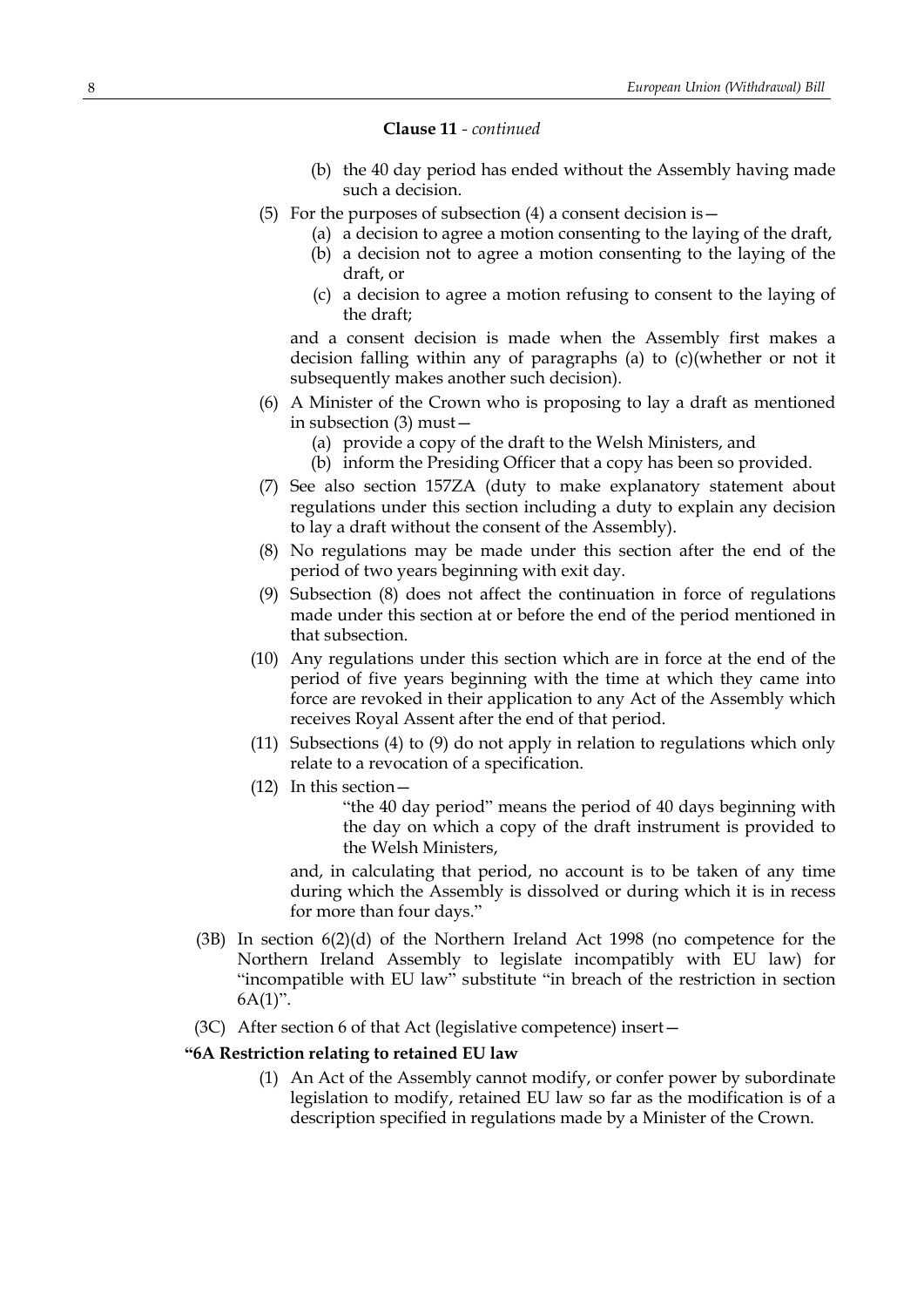**Clause 11** - *continued*

(b) the 40 day period has ended without the Assembly having made such a decision.

(5) For the purposes of subsection (4) a consent decision is—

(a) a decision to agree a motion consenting to the laying of the draft,

(b) a decision not to agree a motion consenting to the laying of the draft, or

(c) a decision to agree a motion refusing to consent to the laying of the draft;

and a consent decision is made when the Assembly first makes a decision falling within any of paragraphs (a) to (c)(whether or not it subsequently makes another such decision).

(6) A Minister of the Crown who is proposing to lay a draft as mentioned in subsection (3) must—

(a) provide a copy of the draft to the Welsh Ministers, and

(b) inform the Presiding Officer that a copy has been so provided.

(7) See also section 157ZA (duty to make explanatory statement about regulations under this section including a duty to explain any decision to lay a draft without the consent of the Assembly).

(8) No regulations may be made under this section after the end of the period of two years beginning with exit day.

(9) Subsection (8) does not affect the continuation in force of regulations made under this section at or before the end of the period mentioned in that subsection.

(10) Any regulations under this section which are in force at the end of the period of five years beginning with the time at which they came into force are revoked in their application to any Act of the Assembly which receives Royal Assent after the end of that period.

(11) Subsections (4) to (9) do not apply in relation to regulations which only relate to a revocation of a specification.

(12) In this section—

"the 40 day period" means the period of 40 days beginning with the day on which a copy of the draft instrument is provided to the Welsh Ministers,

and, in calculating that period, no account is to be taken of any time during which the Assembly is dissolved or during which it is in recess for more than four days."

(3B) In section 6(2)(d) of the Northern Ireland Act 1998 (no competence for the Northern Ireland Assembly to legislate incompatibly with EU law) for "incompatible with EU law" substitute "in breach of the restriction in section 6A(1)".

(3C) After section 6 of that Act (legislative competence) insert—

**"6A Restriction relating to retained EU law**

(1) An Act of the Assembly cannot modify, or confer power by subordinate legislation to modify, retained EU law so far as the modification is of a description specified in regulations made by a Minister of the Crown.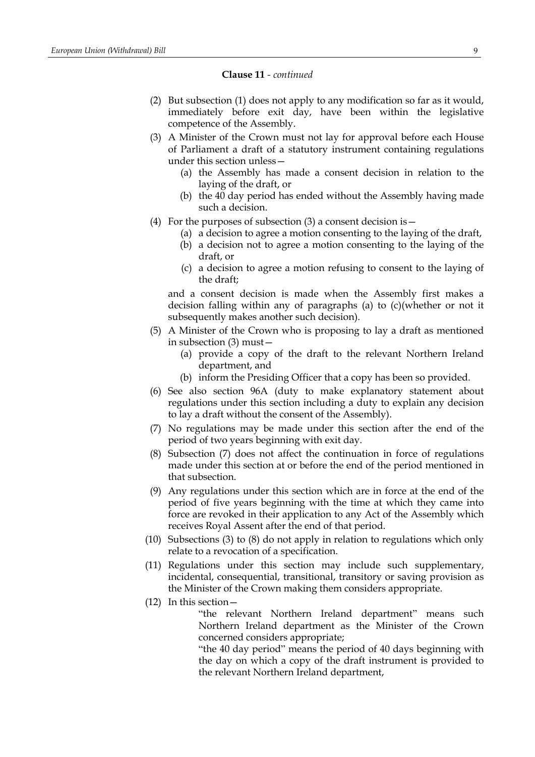**Clause 11** - *continued*

(2) But subsection (1) does not apply to any modification so far as it would, immediately before exit day, have been within the legislative competence of the Assembly.

(3) A Minister of the Crown must not lay for approval before each House of Parliament a draft of a statutory instrument containing regulations under this section unless—

  (a) the Assembly has made a consent decision in relation to the laying of the draft, or

  (b) the 40 day period has ended without the Assembly having made such a decision.

(4) For the purposes of subsection (3) a consent decision is—

  (a) a decision to agree a motion consenting to the laying of the draft,

  (b) a decision not to agree a motion consenting to the laying of the draft, or

  (c) a decision to agree a motion refusing to consent to the laying of the draft;

and a consent decision is made when the Assembly first makes a decision falling within any of paragraphs (a) to (c)(whether or not it subsequently makes another such decision).

(5) A Minister of the Crown who is proposing to lay a draft as mentioned in subsection (3) must—

  (a) provide a copy of the draft to the relevant Northern Ireland department, and

  (b) inform the Presiding Officer that a copy has been so provided.

(6) See also section 96A (duty to make explanatory statement about regulations under this section including a duty to explain any decision to lay a draft without the consent of the Assembly).

(7) No regulations may be made under this section after the end of the period of two years beginning with exit day.

(8) Subsection (7) does not affect the continuation in force of regulations made under this section at or before the end of the period mentioned in that subsection.

(9) Any regulations under this section which are in force at the end of the period of five years beginning with the time at which they came into force are revoked in their application to any Act of the Assembly which receives Royal Assent after the end of that period.

(10) Subsections (3) to (8) do not apply in relation to regulations which only relate to a revocation of a specification.

(11) Regulations under this section may include such supplementary, incidental, consequential, transitional, transitory or saving provision as the Minister of the Crown making them considers appropriate.

(12) In this section—

  "the relevant Northern Ireland department" means such Northern Ireland department as the Minister of the Crown concerned considers appropriate;

  "the 40 day period" means the period of 40 days beginning with the day on which a copy of the draft instrument is provided to the relevant Northern Ireland department,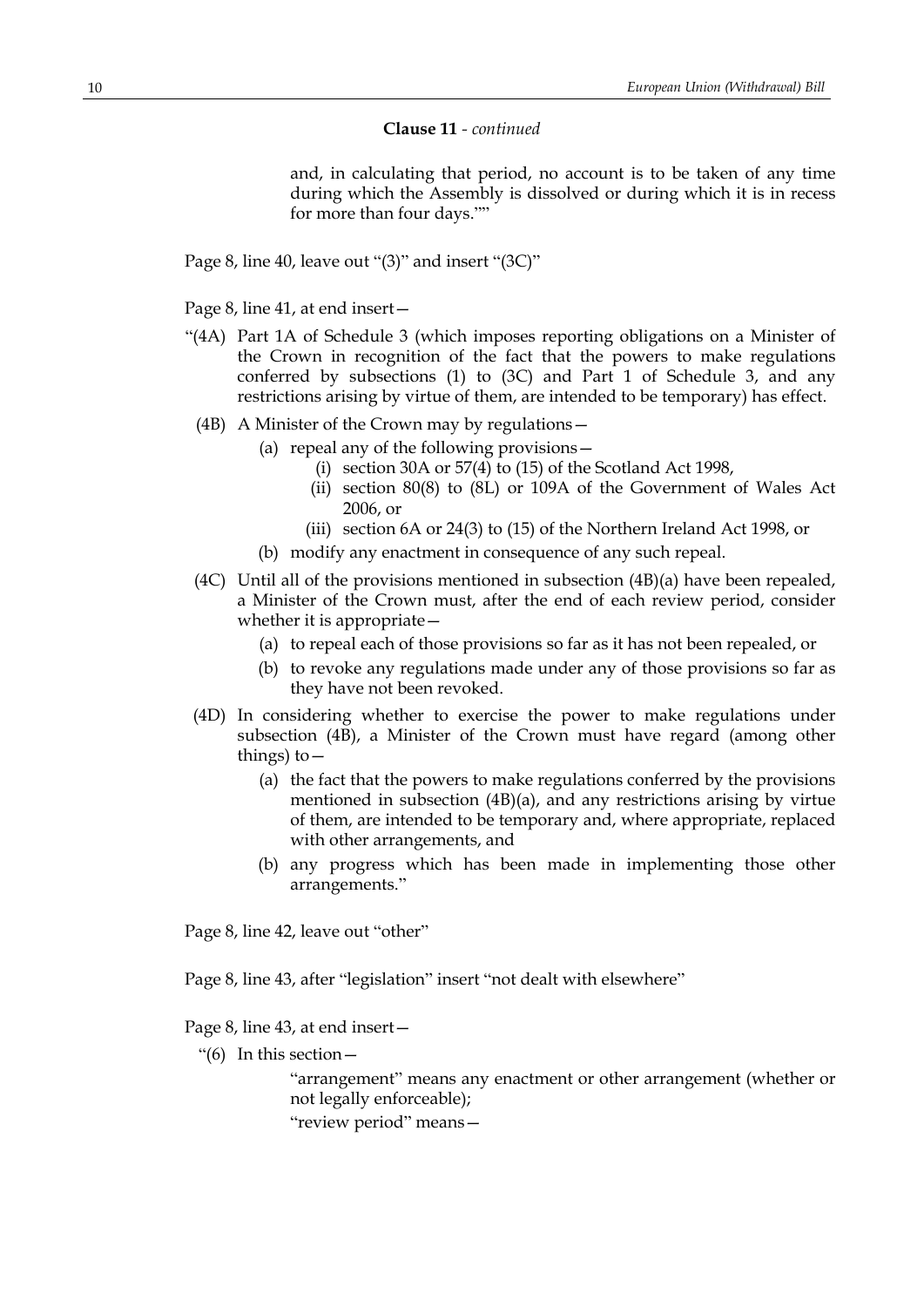**Clause 11** - *continued*

and, in calculating that period, no account is to be taken of any time during which the Assembly is dissolved or during which it is in recess for more than four days.""

Page 8, line 40, leave out "(3)" and insert "(3C)"

Page 8, line 41, at end insert—

"(4A) Part 1A of Schedule 3 (which imposes reporting obligations on a Minister of the Crown in recognition of the fact that the powers to make regulations conferred by subsections (1) to (3C) and Part 1 of Schedule 3, and any restrictions arising by virtue of them, are intended to be temporary) has effect.

(4B) A Minister of the Crown may by regulations—

(a) repeal any of the following provisions—

(i) section 30A or 57(4) to (15) of the Scotland Act 1998,

(ii) section 80(8) to (8L) or 109A of the Government of Wales Act 2006, or

(iii) section 6A or 24(3) to (15) of the Northern Ireland Act 1998, or

(b) modify any enactment in consequence of any such repeal.

(4C) Until all of the provisions mentioned in subsection (4B)(a) have been repealed, a Minister of the Crown must, after the end of each review period, consider whether it is appropriate—

(a) to repeal each of those provisions so far as it has not been repealed, or

(b) to revoke any regulations made under any of those provisions so far as they have not been revoked.

(4D) In considering whether to exercise the power to make regulations under subsection (4B), a Minister of the Crown must have regard (among other things) to—

(a) the fact that the powers to make regulations conferred by the provisions mentioned in subsection (4B)(a), and any restrictions arising by virtue of them, are intended to be temporary and, where appropriate, replaced with other arrangements, and

(b) any progress which has been made in implementing those other arrangements."

Page 8, line 42, leave out "other"

Page 8, line 43, after "legislation" insert "not dealt with elsewhere"

Page 8, line 43, at end insert—

"(6) In this section—

"arrangement" means any enactment or other arrangement (whether or not legally enforceable);

"review period" means—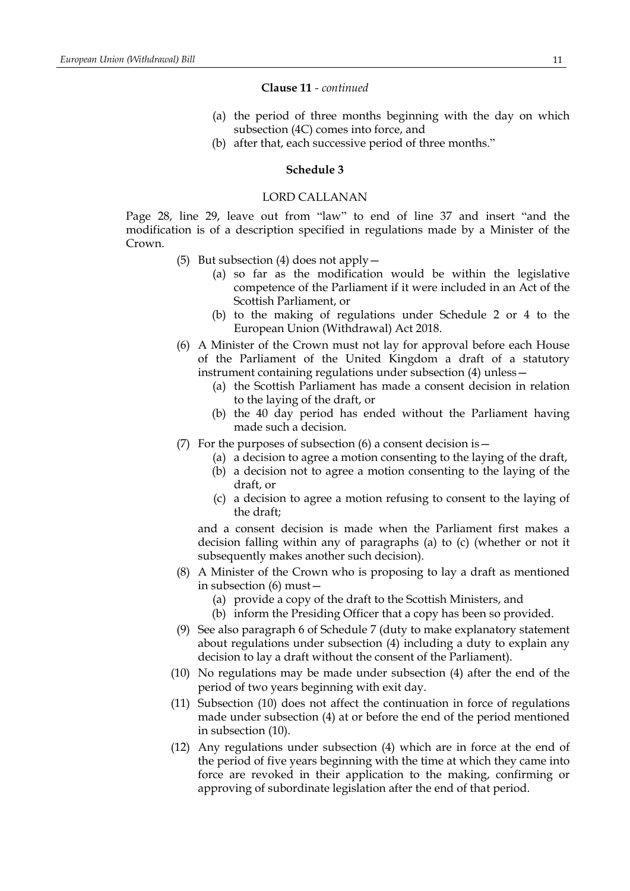**Clause 11** - *continued*

(a) the period of three months beginning with the day on which subsection (4C) comes into force, and

(b) after that, each successive period of three months."

**Schedule 3**

LORD CALLANAN

Page 28, line 29, leave out from "law" to end of line 37 and insert "and the modification is of a description specified in regulations made by a Minister of the Crown.

(5) But subsection (4) does not apply—

(a) so far as the modification would be within the legislative competence of the Parliament if it were included in an Act of the Scottish Parliament, or

(b) to the making of regulations under Schedule 2 or 4 to the European Union (Withdrawal) Act 2018.

(6) A Minister of the Crown must not lay for approval before each House of the Parliament of the United Kingdom a draft of a statutory instrument containing regulations under subsection (4) unless—

(a) the Scottish Parliament has made a consent decision in relation to the laying of the draft, or

(b) the 40 day period has ended without the Parliament having made such a decision.

(7) For the purposes of subsection (6) a consent decision is—

(a) a decision to agree a motion consenting to the laying of the draft,

(b) a decision not to agree a motion consenting to the laying of the draft, or

(c) a decision to agree a motion refusing to consent to the laying of the draft;

and a consent decision is made when the Parliament first makes a decision falling within any of paragraphs (a) to (c) (whether or not it subsequently makes another such decision).

(8) A Minister of the Crown who is proposing to lay a draft as mentioned in subsection (6) must—

(a) provide a copy of the draft to the Scottish Ministers, and

(b) inform the Presiding Officer that a copy has been so provided.

(9) See also paragraph 6 of Schedule 7 (duty to make explanatory statement about regulations under subsection (4) including a duty to explain any decision to lay a draft without the consent of the Parliament).

(10) No regulations may be made under subsection (4) after the end of the period of two years beginning with exit day.

(11) Subsection (10) does not affect the continuation in force of regulations made under subsection (4) at or before the end of the period mentioned in subsection (10).

(12) Any regulations under subsection (4) which are in force at the end of the period of five years beginning with the time at which they came into force are revoked in their application to the making, confirming or approving of subordinate legislation after the end of that period.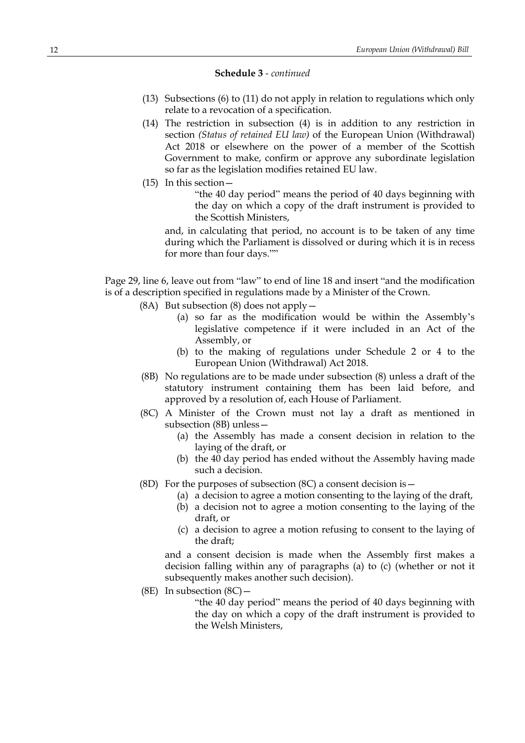**Schedule 3** - *continued*

(13) Subsections (6) to (11) do not apply in relation to regulations which only relate to a revocation of a specification.

(14) The restriction in subsection (4) is in addition to any restriction in section *(Status of retained EU law)* of the European Union (Withdrawal) Act 2018 or elsewhere on the power of a member of the Scottish Government to make, confirm or approve any subordinate legislation so far as the legislation modifies retained EU law.

(15) In this section—

"the 40 day period" means the period of 40 days beginning with the day on which a copy of the draft instrument is provided to the Scottish Ministers,

and, in calculating that period, no account is to be taken of any time during which the Parliament is dissolved or during which it is in recess for more than four days.""

Page 29, line 6, leave out from "law" to end of line 18 and insert "and the modification is of a description specified in regulations made by a Minister of the Crown.

(8A) But subsection (8) does not apply—

(a) so far as the modification would be within the Assembly's legislative competence if it were included in an Act of the Assembly, or

(b) to the making of regulations under Schedule 2 or 4 to the European Union (Withdrawal) Act 2018.

(8B) No regulations are to be made under subsection (8) unless a draft of the statutory instrument containing them has been laid before, and approved by a resolution of, each House of Parliament.

(8C) A Minister of the Crown must not lay a draft as mentioned in subsection (8B) unless—

(a) the Assembly has made a consent decision in relation to the laying of the draft, or

(b) the 40 day period has ended without the Assembly having made such a decision.

(8D) For the purposes of subsection (8C) a consent decision is—

(a) a decision to agree a motion consenting to the laying of the draft,

(b) a decision not to agree a motion consenting to the laying of the draft, or

(c) a decision to agree a motion refusing to consent to the laying of the draft;

and a consent decision is made when the Assembly first makes a decision falling within any of paragraphs (a) to (c) (whether or not it subsequently makes another such decision).

(8E) In subsection (8C)—

"the 40 day period" means the period of 40 days beginning with the day on which a copy of the draft instrument is provided to the Welsh Ministers,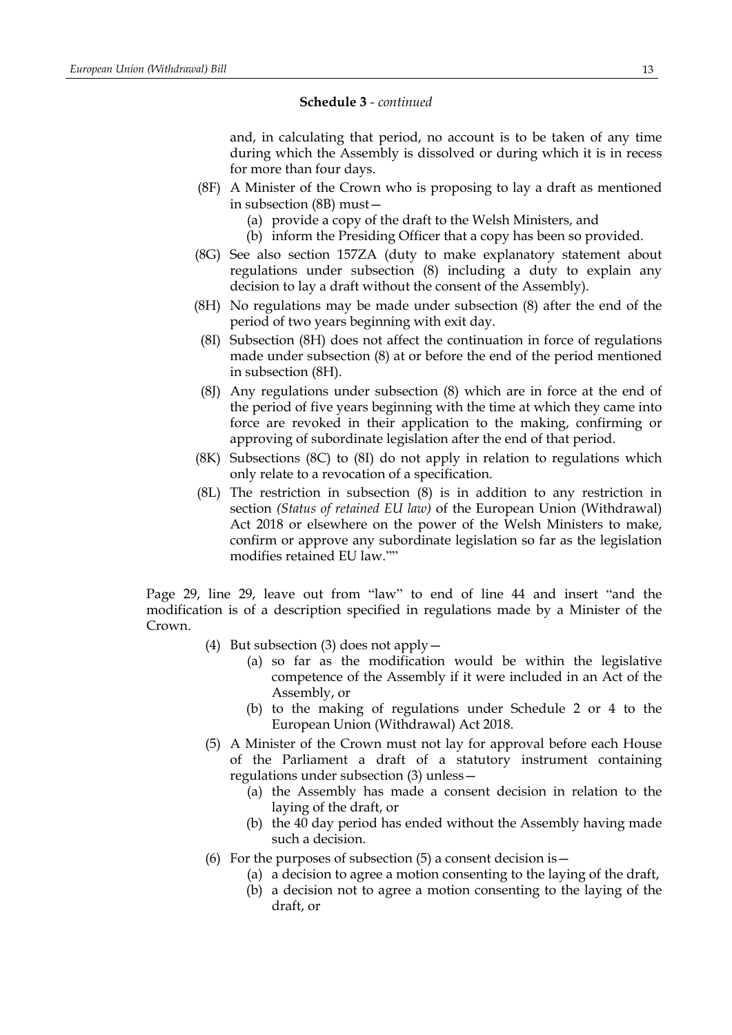**Schedule 3** - *continued*

and, in calculating that period, no account is to be taken of any time during which the Assembly is dissolved or during which it is in recess for more than four days.

(8F) A Minister of the Crown who is proposing to lay a draft as mentioned in subsection (8B) must—

(a) provide a copy of the draft to the Welsh Ministers, and

(b) inform the Presiding Officer that a copy has been so provided.

(8G) See also section 157ZA (duty to make explanatory statement about regulations under subsection (8) including a duty to explain any decision to lay a draft without the consent of the Assembly).

(8H) No regulations may be made under subsection (8) after the end of the period of two years beginning with exit day.

(8I) Subsection (8H) does not affect the continuation in force of regulations made under subsection (8) at or before the end of the period mentioned in subsection (8H).

(8J) Any regulations under subsection (8) which are in force at the end of the period of five years beginning with the time at which they came into force are revoked in their application to the making, confirming or approving of subordinate legislation after the end of that period.

(8K) Subsections (8C) to (8I) do not apply in relation to regulations which only relate to a revocation of a specification.

(8L) The restriction in subsection (8) is in addition to any restriction in section *(Status of retained EU law)* of the European Union (Withdrawal) Act 2018 or elsewhere on the power of the Welsh Ministers to make, confirm or approve any subordinate legislation so far as the legislation modifies retained EU law.""

Page 29, line 29, leave out from "law" to end of line 44 and insert "and the modification is of a description specified in regulations made by a Minister of the Crown.

(4) But subsection (3) does not apply—

(a) so far as the modification would be within the legislative competence of the Assembly if it were included in an Act of the Assembly, or

(b) to the making of regulations under Schedule 2 or 4 to the European Union (Withdrawal) Act 2018.

(5) A Minister of the Crown must not lay for approval before each House of the Parliament a draft of a statutory instrument containing regulations under subsection (3) unless—

(a) the Assembly has made a consent decision in relation to the laying of the draft, or

(b) the 40 day period has ended without the Assembly having made such a decision.

(6) For the purposes of subsection (5) a consent decision is—

(a) a decision to agree a motion consenting to the laying of the draft,

(b) a decision not to agree a motion consenting to the laying of the draft, or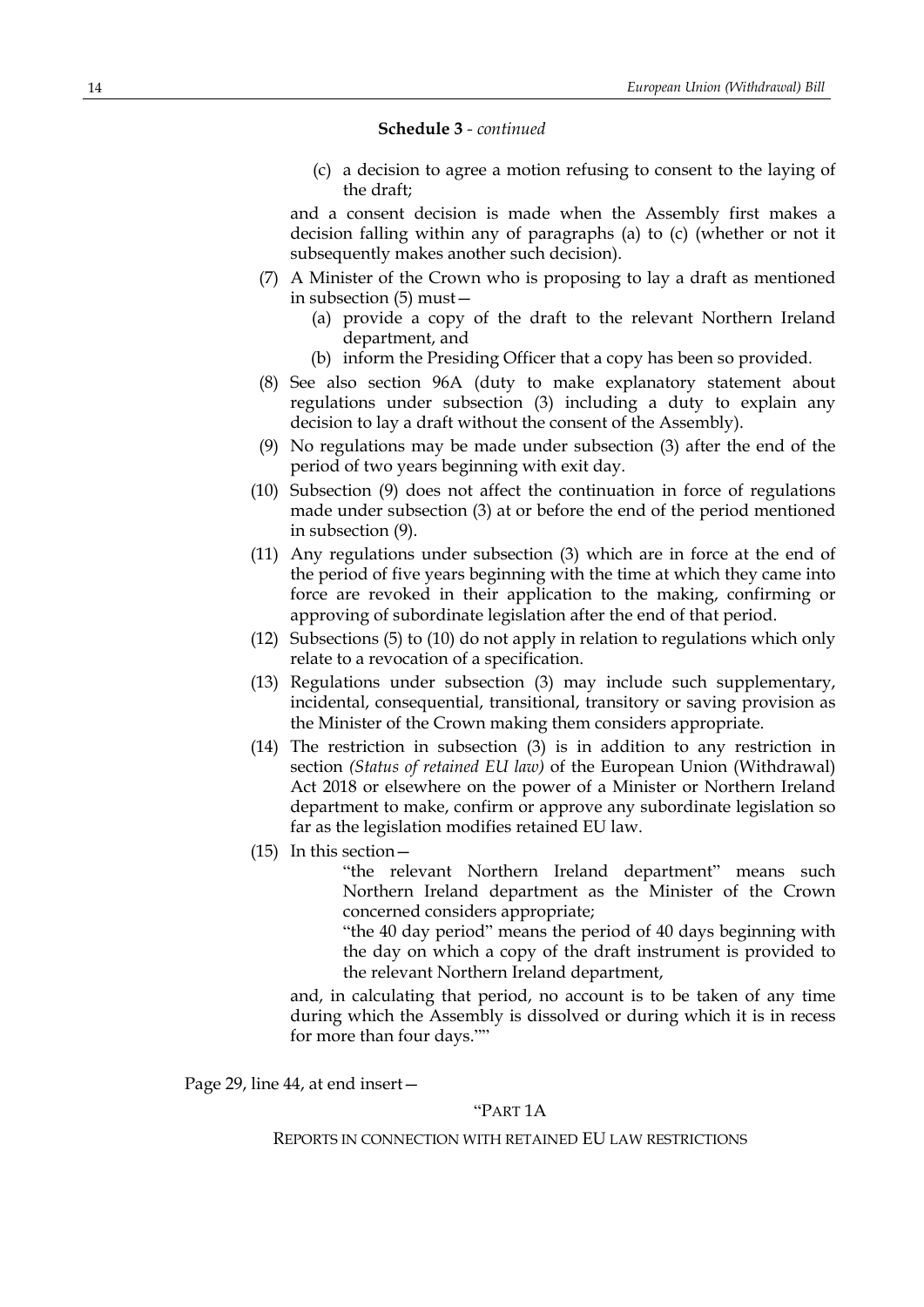**Schedule 3** - *continued*

(c) a decision to agree a motion refusing to consent to the laying of the draft;

and a consent decision is made when the Assembly first makes a decision falling within any of paragraphs (a) to (c) (whether or not it subsequently makes another such decision).

(7) A Minister of the Crown who is proposing to lay a draft as mentioned in subsection (5) must—

(a) provide a copy of the draft to the relevant Northern Ireland department, and

(b) inform the Presiding Officer that a copy has been so provided.

(8) See also section 96A (duty to make explanatory statement about regulations under subsection (3) including a duty to explain any decision to lay a draft without the consent of the Assembly).

(9) No regulations may be made under subsection (3) after the end of the period of two years beginning with exit day.

(10) Subsection (9) does not affect the continuation in force of regulations made under subsection (3) at or before the end of the period mentioned in subsection (9).

(11) Any regulations under subsection (3) which are in force at the end of the period of five years beginning with the time at which they came into force are revoked in their application to the making, confirming or approving of subordinate legislation after the end of that period.

(12) Subsections (5) to (10) do not apply in relation to regulations which only relate to a revocation of a specification.

(13) Regulations under subsection (3) may include such supplementary, incidental, consequential, transitional, transitory or saving provision as the Minister of the Crown making them considers appropriate.

(14) The restriction in subsection (3) is in addition to any restriction in section *(Status of retained EU law)* of the European Union (Withdrawal) Act 2018 or elsewhere on the power of a Minister or Northern Ireland department to make, confirm or approve any subordinate legislation so far as the legislation modifies retained EU law.

(15) In this section—

"the relevant Northern Ireland department" means such Northern Ireland department as the Minister of the Crown concerned considers appropriate;

"the 40 day period" means the period of 40 days beginning with the day on which a copy of the draft instrument is provided to the relevant Northern Ireland department,

and, in calculating that period, no account is to be taken of any time during which the Assembly is dissolved or during which it is in recess for more than four days.""

Page 29, line 44, at end insert—

"PART 1A

REPORTS IN CONNECTION WITH RETAINED EU LAW RESTRICTIONS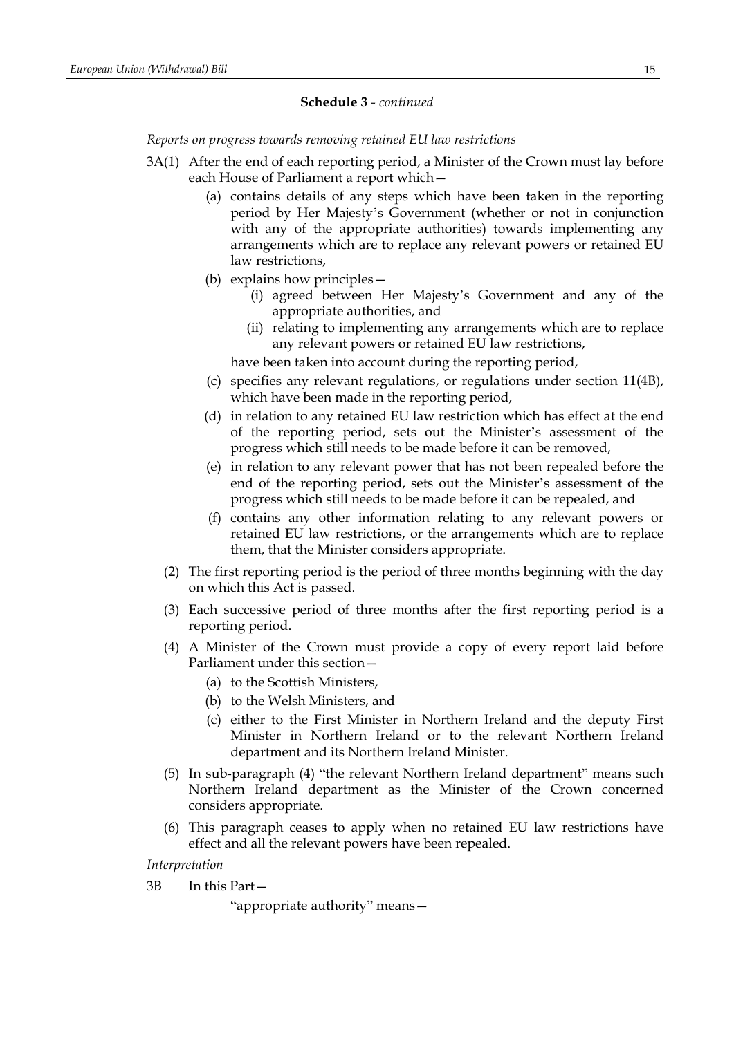**Schedule 3** - *continued*

*Reports on progress towards removing retained EU law restrictions*

3A(1) After the end of each reporting period, a Minister of the Crown must lay before each House of Parliament a report which—

  - (a) contains details of any steps which have been taken in the reporting period by Her Majesty's Government (whether or not in conjunction with any of the appropriate authorities) towards implementing any arrangements which are to replace any relevant powers or retained EU law restrictions,
  - (b) explains how principles—
    - (i) agreed between Her Majesty's Government and any of the appropriate authorities, and
    - (ii) relating to implementing any arrangements which are to replace any relevant powers or retained EU law restrictions,

    have been taken into account during the reporting period,
  - (c) specifies any relevant regulations, or regulations under section 11(4B), which have been made in the reporting period,
  - (d) in relation to any retained EU law restriction which has effect at the end of the reporting period, sets out the Minister's assessment of the progress which still needs to be made before it can be removed,
  - (e) in relation to any relevant power that has not been repealed before the end of the reporting period, sets out the Minister's assessment of the progress which still needs to be made before it can be repealed, and
  - (f) contains any other information relating to any relevant powers or retained EU law restrictions, or the arrangements which are to replace them, that the Minister considers appropriate.

(2) The first reporting period is the period of three months beginning with the day on which this Act is passed.

(3) Each successive period of three months after the first reporting period is a reporting period.

(4) A Minister of the Crown must provide a copy of every report laid before Parliament under this section—

  - (a) to the Scottish Ministers,
  - (b) to the Welsh Ministers, and
  - (c) either to the First Minister in Northern Ireland and the deputy First Minister in Northern Ireland or to the relevant Northern Ireland department and its Northern Ireland Minister.

(5) In sub-paragraph (4) "the relevant Northern Ireland department" means such Northern Ireland department as the Minister of the Crown concerned considers appropriate.

(6) This paragraph ceases to apply when no retained EU law restrictions have effect and all the relevant powers have been repealed.

*Interpretation*

3B In this Part—

"appropriate authority" means—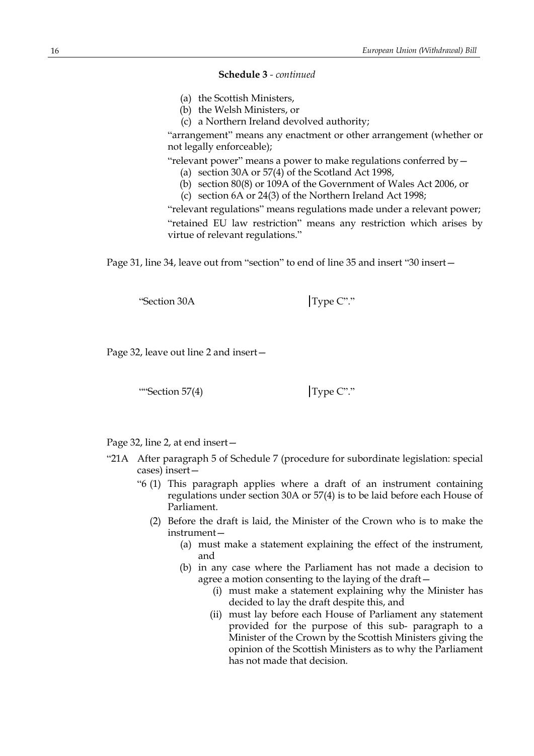**Schedule 3** - *continued*

(a) the Scottish Ministers,
(b) the Welsh Ministers, or
(c) a Northern Ireland devolved authority;

"arrangement" means any enactment or other arrangement (whether or not legally enforceable);

"relevant power" means a power to make regulations conferred by—

(a) section 30A or 57(4) of the Scotland Act 1998,
(b) section 80(8) or 109A of the Government of Wales Act 2006, or
(c) section 6A or 24(3) of the Northern Ireland Act 1998;

"relevant regulations" means regulations made under a relevant power;

"retained EU law restriction" means any restriction which arises by virtue of relevant regulations."

Page 31, line 34, leave out from "section" to end of line 35 and insert "30 insert—

| "Section 30A | Type C"." |
|---|---|

Page 32, leave out line 2 and insert—

| ""Section 57(4) | Type C"." |
|---|---|

Page 32, line 2, at end insert—

"21A After paragraph 5 of Schedule 7 (procedure for subordinate legislation: special cases) insert—

"6 (1) This paragraph applies where a draft of an instrument containing regulations under section 30A or 57(4) is to be laid before each House of Parliament.

(2) Before the draft is laid, the Minister of the Crown who is to make the instrument—

(a) must make a statement explaining the effect of the instrument, and

(b) in any case where the Parliament has not made a decision to agree a motion consenting to the laying of the draft—

(i) must make a statement explaining why the Minister has decided to lay the draft despite this, and

(ii) must lay before each House of Parliament any statement provided for the purpose of this sub- paragraph to a Minister of the Crown by the Scottish Ministers giving the opinion of the Scottish Ministers as to why the Parliament has not made that decision.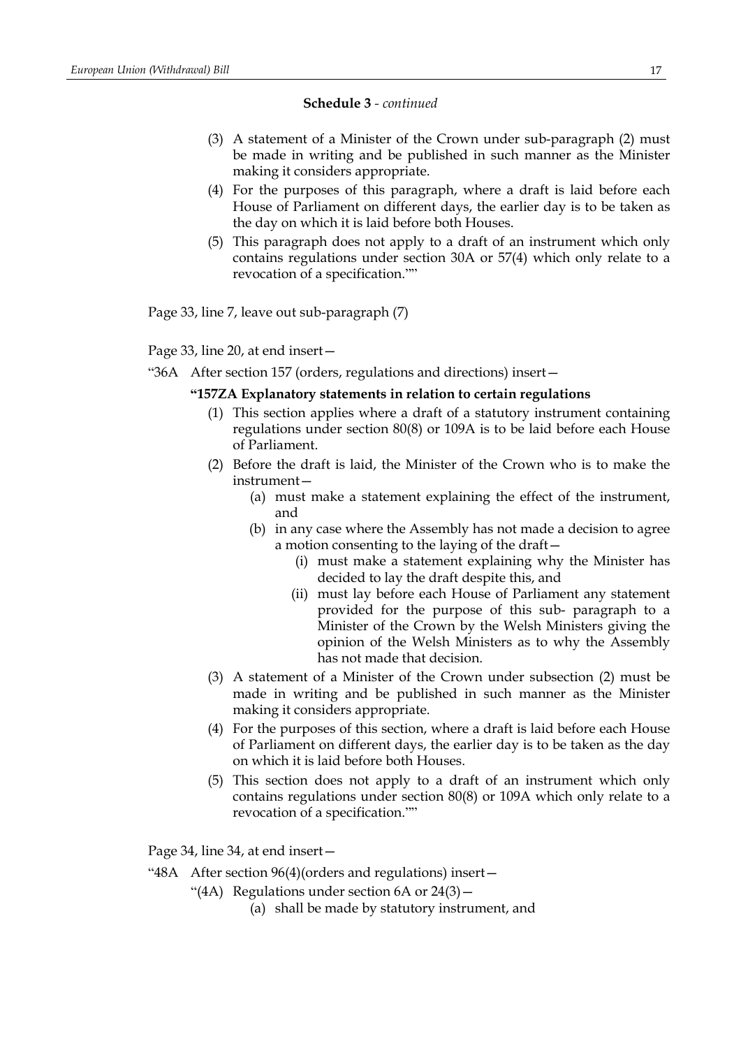**Schedule 3** - *continued*

(3) A statement of a Minister of the Crown under sub-paragraph (2) must be made in writing and be published in such manner as the Minister making it considers appropriate.

(4) For the purposes of this paragraph, where a draft is laid before each House of Parliament on different days, the earlier day is to be taken as the day on which it is laid before both Houses.

(5) This paragraph does not apply to a draft of an instrument which only contains regulations under section 30A or 57(4) which only relate to a revocation of a specification.""

Page 33, line 7, leave out sub-paragraph (7)

Page 33, line 20, at end insert—

"36A After section 157 (orders, regulations and directions) insert—

**"157ZA Explanatory statements in relation to certain regulations**

(1) This section applies where a draft of a statutory instrument containing regulations under section 80(8) or 109A is to be laid before each House of Parliament.

(2) Before the draft is laid, the Minister of the Crown who is to make the instrument—

(a) must make a statement explaining the effect of the instrument, and

(b) in any case where the Assembly has not made a decision to agree a motion consenting to the laying of the draft—

(i) must make a statement explaining why the Minister has decided to lay the draft despite this, and

(ii) must lay before each House of Parliament any statement provided for the purpose of this sub- paragraph to a Minister of the Crown by the Welsh Ministers giving the opinion of the Welsh Ministers as to why the Assembly has not made that decision.

(3) A statement of a Minister of the Crown under subsection (2) must be made in writing and be published in such manner as the Minister making it considers appropriate.

(4) For the purposes of this section, where a draft is laid before each House of Parliament on different days, the earlier day is to be taken as the day on which it is laid before both Houses.

(5) This section does not apply to a draft of an instrument which only contains regulations under section 80(8) or 109A which only relate to a revocation of a specification.""

Page 34, line 34, at end insert—

"48A After section 96(4)(orders and regulations) insert—

"(4A) Regulations under section 6A or 24(3)—

(a) shall be made by statutory instrument, and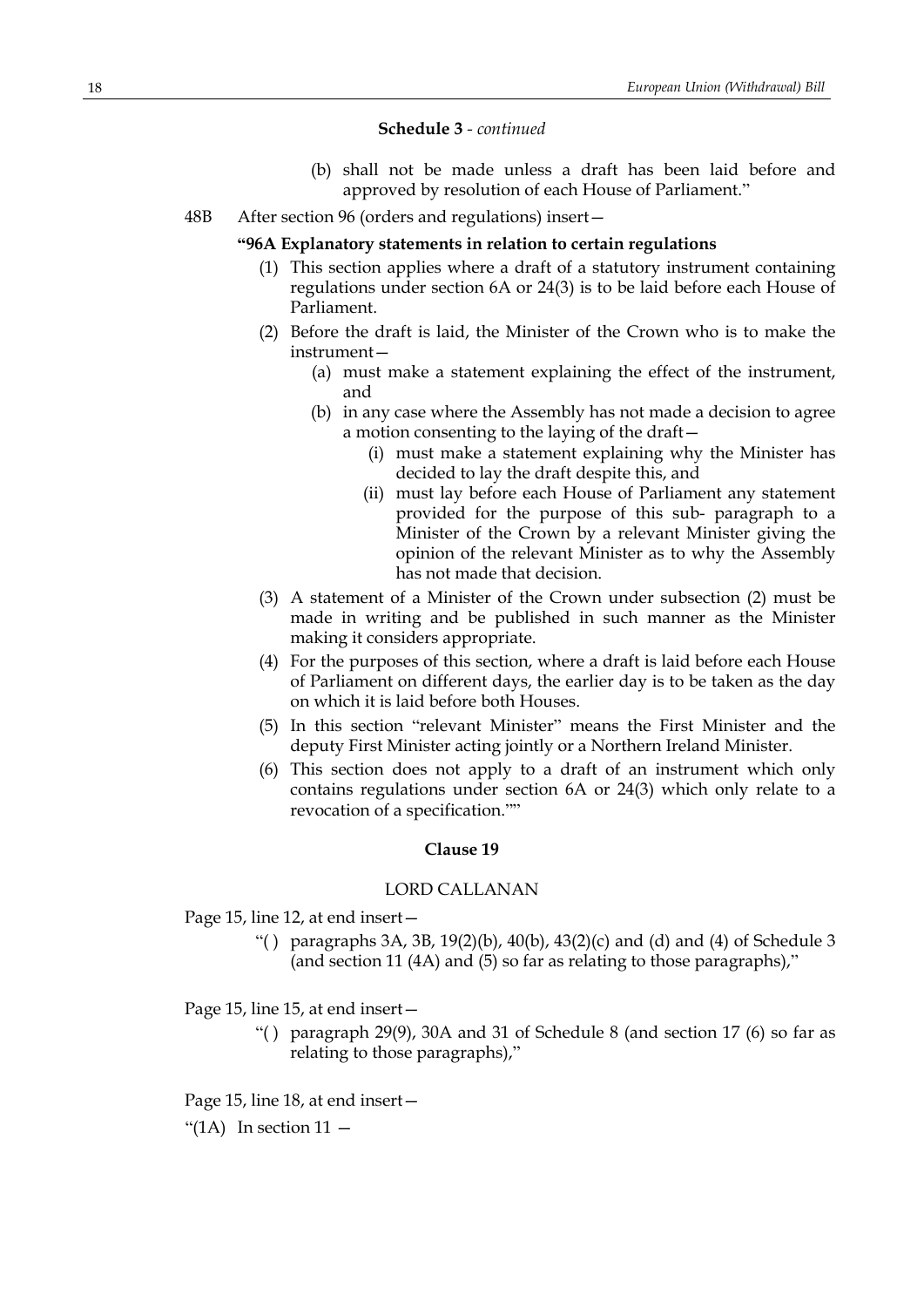**Schedule 3** - *continued*

(b) shall not be made unless a draft has been laid before and approved by resolution of each House of Parliament."

48B After section 96 (orders and regulations) insert—

**"96A Explanatory statements in relation to certain regulations**

(1) This section applies where a draft of a statutory instrument containing regulations under section 6A or 24(3) is to be laid before each House of Parliament.

(2) Before the draft is laid, the Minister of the Crown who is to make the instrument—

(a) must make a statement explaining the effect of the instrument, and

(b) in any case where the Assembly has not made a decision to agree a motion consenting to the laying of the draft—

(i) must make a statement explaining why the Minister has decided to lay the draft despite this, and

(ii) must lay before each House of Parliament any statement provided for the purpose of this sub- paragraph to a Minister of the Crown by a relevant Minister giving the opinion of the relevant Minister as to why the Assembly has not made that decision.

(3) A statement of a Minister of the Crown under subsection (2) must be made in writing and be published in such manner as the Minister making it considers appropriate.

(4) For the purposes of this section, where a draft is laid before each House of Parliament on different days, the earlier day is to be taken as the day on which it is laid before both Houses.

(5) In this section "relevant Minister" means the First Minister and the deputy First Minister acting jointly or a Northern Ireland Minister.

(6) This section does not apply to a draft of an instrument which only contains regulations under section 6A or 24(3) which only relate to a revocation of a specification.""

**Clause 19**

LORD CALLANAN

Page 15, line 12, at end insert—

"( ) paragraphs 3A, 3B, 19(2)(b), 40(b), 43(2)(c) and (d) and (4) of Schedule 3 (and section 11 (4A) and (5) so far as relating to those paragraphs),"

Page 15, line 15, at end insert—

"( ) paragraph 29(9), 30A and 31 of Schedule 8 (and section 17 (6) so far as relating to those paragraphs),"

Page 15, line 18, at end insert—

"(1A) In section 11 —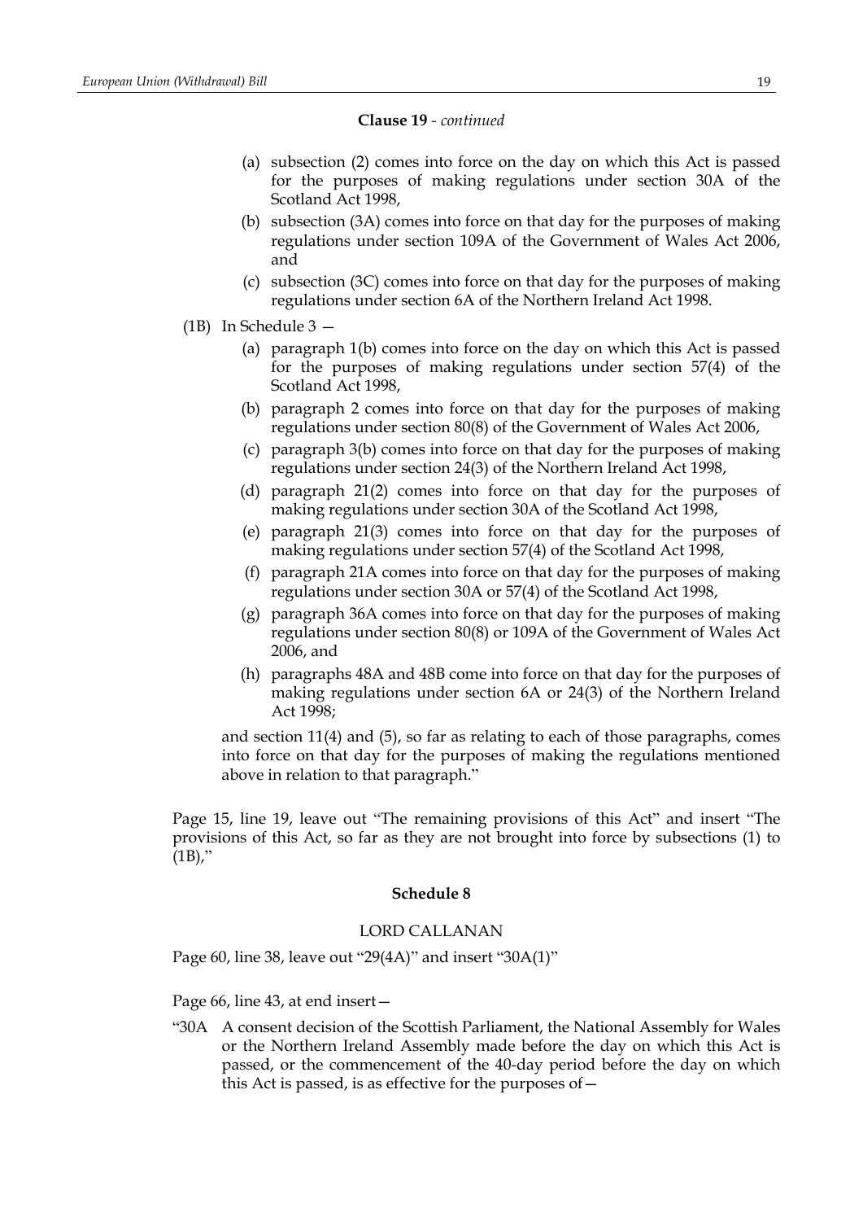**Clause 19** - *continued*

(a) subsection (2) comes into force on the day on which this Act is passed for the purposes of making regulations under section 30A of the Scotland Act 1998,

(b) subsection (3A) comes into force on that day for the purposes of making regulations under section 109A of the Government of Wales Act 2006, and

(c) subsection (3C) comes into force on that day for the purposes of making regulations under section 6A of the Northern Ireland Act 1998.

(1B) In Schedule 3 —

(a) paragraph 1(b) comes into force on the day on which this Act is passed for the purposes of making regulations under section 57(4) of the Scotland Act 1998,

(b) paragraph 2 comes into force on that day for the purposes of making regulations under section 80(8) of the Government of Wales Act 2006,

(c) paragraph 3(b) comes into force on that day for the purposes of making regulations under section 24(3) of the Northern Ireland Act 1998,

(d) paragraph 21(2) comes into force on that day for the purposes of making regulations under section 30A of the Scotland Act 1998,

(e) paragraph 21(3) comes into force on that day for the purposes of making regulations under section 57(4) of the Scotland Act 1998,

(f) paragraph 21A comes into force on that day for the purposes of making regulations under section 30A or 57(4) of the Scotland Act 1998,

(g) paragraph 36A comes into force on that day for the purposes of making regulations under section 80(8) or 109A of the Government of Wales Act 2006, and

(h) paragraphs 48A and 48B come into force on that day for the purposes of making regulations under section 6A or 24(3) of the Northern Ireland Act 1998;

and section 11(4) and (5), so far as relating to each of those paragraphs, comes into force on that day for the purposes of making the regulations mentioned above in relation to that paragraph."

Page 15, line 19, leave out "The remaining provisions of this Act" and insert "The provisions of this Act, so far as they are not brought into force by subsections (1) to (1B),"

**Schedule 8**

LORD CALLANAN

Page 60, line 38, leave out "29(4A)" and insert "30A(1)"

Page 66, line 43, at end insert—

"30A A consent decision of the Scottish Parliament, the National Assembly for Wales or the Northern Ireland Assembly made before the day on which this Act is passed, or the commencement of the 40-day period before the day on which this Act is passed, is as effective for the purposes of—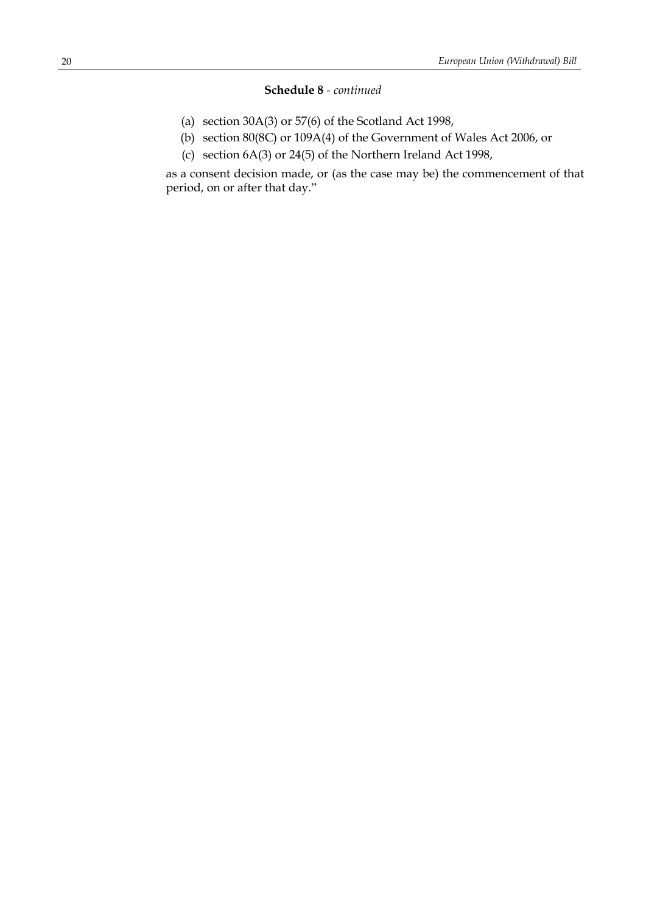**Schedule 8** - *continued*

(a) section 30A(3) or 57(6) of the Scotland Act 1998,

(b) section 80(8C) or 109A(4) of the Government of Wales Act 2006, or

(c) section 6A(3) or 24(5) of the Northern Ireland Act 1998,

as a consent decision made, or (as the case may be) the commencement of that period, on or after that day."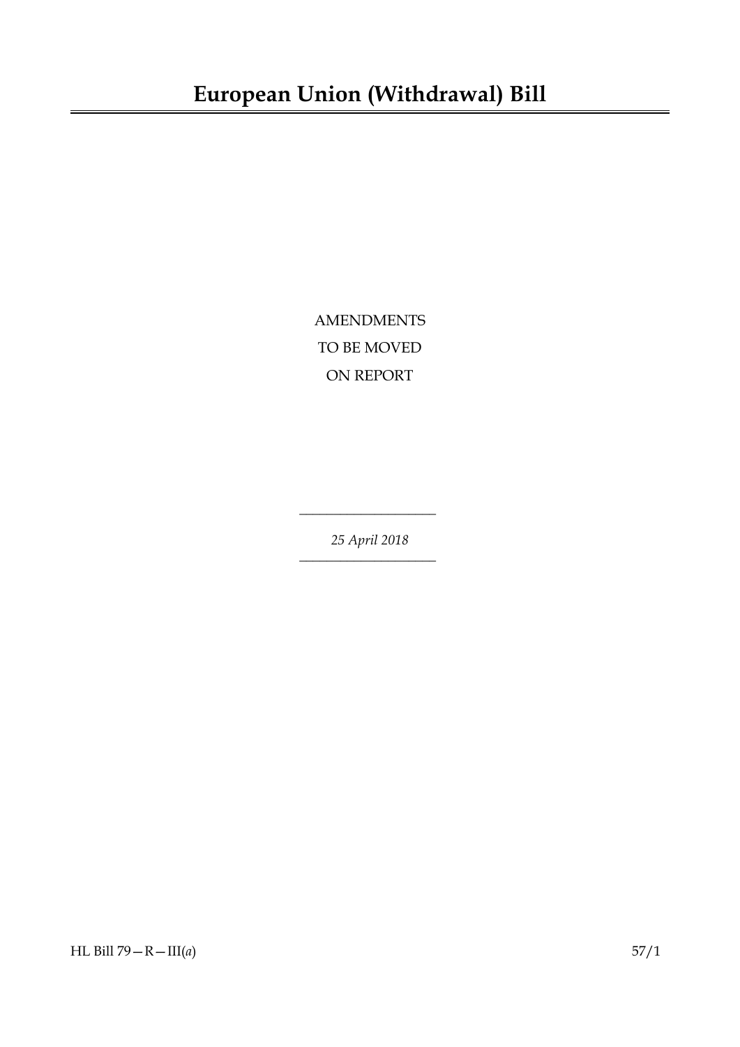# European Union (Withdrawal) Bill

AMENDMENTS
TO BE MOVED
ON REPORT

---

*25 April 2018*

---

HL Bill 79—R—III(*a*)

57/1